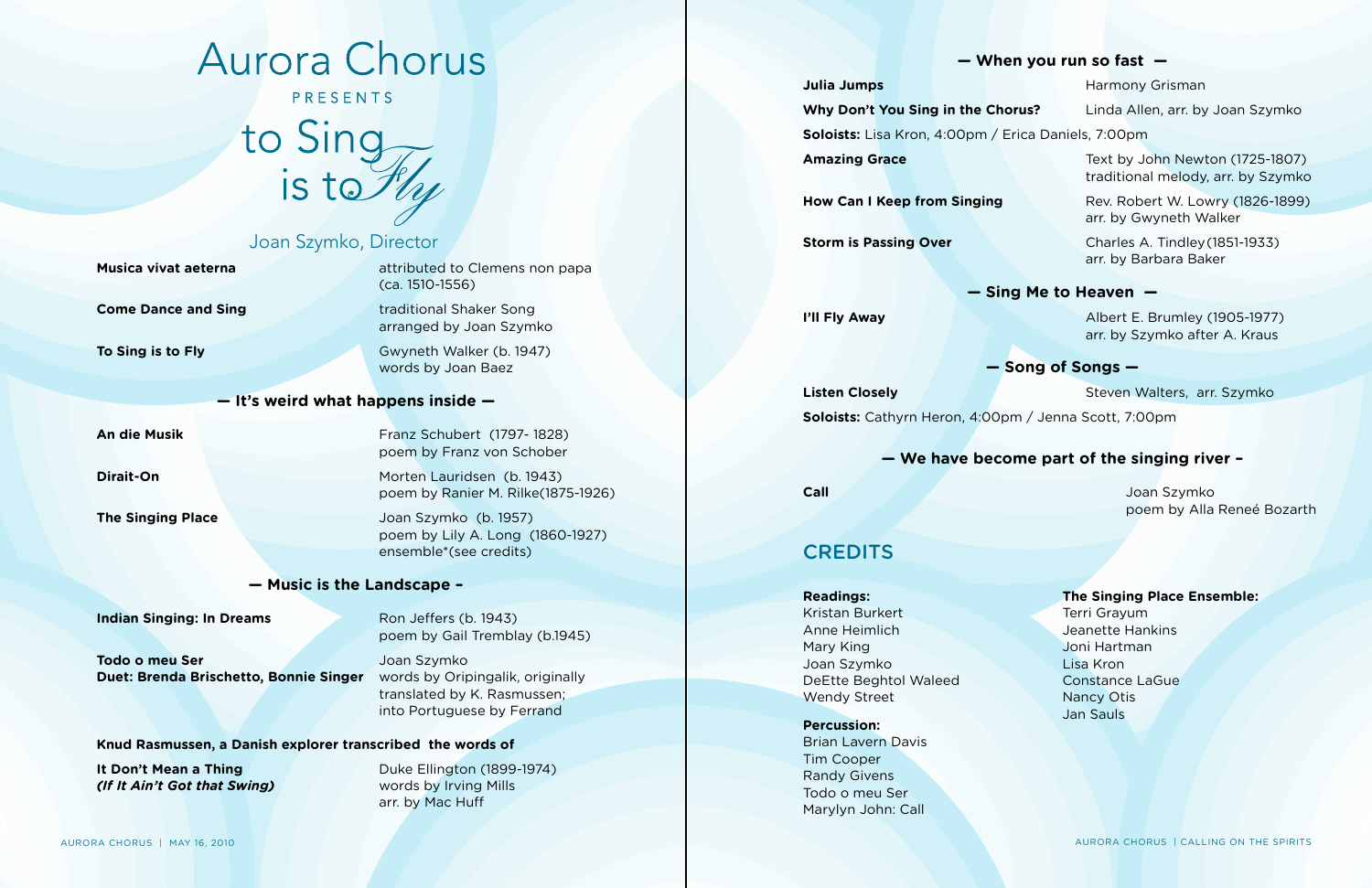# Aurora Chorus

PRESENTS

## to Sing is to Fly

Joan Szymko, Director

**Musica vivat aeterna** — attributed to Clemens non papa (ca. 1510-1556)

**Come Dance and Sing** — traditional Shaker Song arranged by Joan Szymko

**To Sing is to Fly** — Gwyneth Walker (b. 1947) words by Joan Baez

### — It's weird what happens inside —

**An die Musik** — Franz Schubert (1797- 1828) poem by Franz von Schober

**Dirait-On** — Morten Lauridsen (b. 1943) poem by Ranier M. Rilke(1875-1926)

**The Singing Place** — Joan Szymko (b. 1957) poem by Lily A. Long (1860-1927) ensemble*(see credits)

### — Music is the Landscape -

**Indian Singing: In Dreams** — Ron Jeffers (b. 1943) poem by Gail Tremblay (b.1945)

**Todo o meu Ser**
**Duet: Brenda Brischetto, Bonnie Singer** — Joan Szymko words by Oripingalik, originally translated by K. Rasmussen; into Portuguese by Ferrand

**Knud Rasmussen, a Danish explorer transcribed the words of**

**It Don't Mean a Thing** ***(If It Ain't Got that Swing)*** — Duke Ellington (1899-1974) words by Irving Mills arr. by Mac Huff

AURORA CHORUS | MAY 16, 2010

### — When you run so fast —

**Julia Jumps** — Harmony Grisman

**Why Don't You Sing in the Chorus?** — Linda Allen, arr. by Joan Szymko

**Soloists:** Lisa Kron, 4:00pm / Erica Daniels, 7:00pm

**Amazing Grace** — Text by John Newton (1725-1807) traditional melody, arr. by Szymko

**How Can I Keep from Singing** — Rev. Robert W. Lowry (1826-1899) arr. by Gwyneth Walker

**Storm is Passing Over** — Charles A. Tindley(1851-1933) arr. by Barbara Baker

### — Sing Me to Heaven —

**I'll Fly Away** — Albert E. Brumley (1905-1977) arr. by Szymko after A. Kraus

### — Song of Songs —

**Listen Closely** — Steven Walters, arr. Szymko

**Soloists:** Cathyrn Heron, 4:00pm / Jenna Scott, 7:00pm

### — We have become part of the singing river -

**Call** — Joan Szymko poem by Alla Reneé Bozarth

## CREDITS

**Readings:**
Kristan Burkert
Anne Heimlich
Mary King
Joan Szymko
DeEtte Beghtol Waleed
Wendy Street

**Percussion:**
Brian Lavern Davis
Tim Cooper
Randy Givens
Todo o meu Ser
Marylyn John: Call

**The Singing Place Ensemble:**
Terri Grayum
Jeanette Hankins
Joni Hartman
Lisa Kron
Constance LaGue
Nancy Otis
Jan Sauls

AURORA CHORUS | CALLING ON THE SPIRITS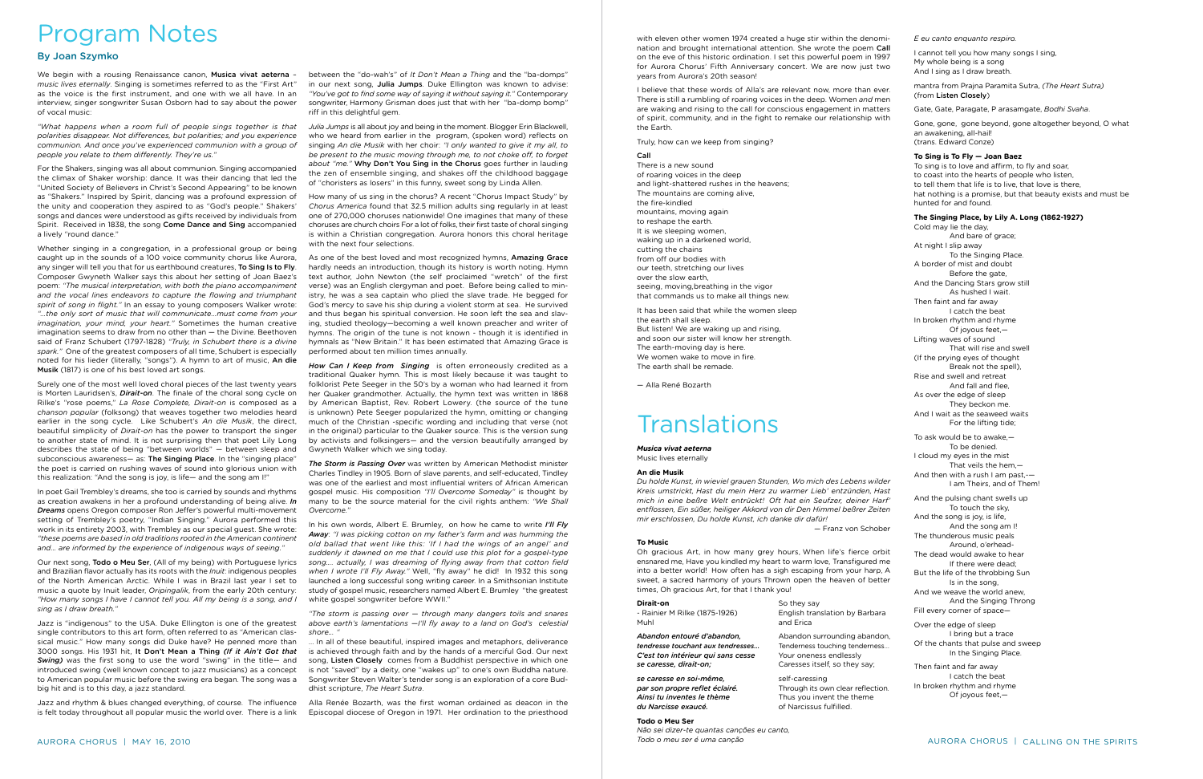# Program Notes

## By Joan Szymko

We begin with a rousing Renaissance canon, **Musica vivat aeterna** – *music lives eternally*. Singing is sometimes referred to as the "First Art" as the voice is the first instrument, and one with we all have. In an interview, singer songwriter Susan Osborn had to say about the power of vocal music:

*"What happens when a room full of people sings together is that polarities disappear. Not differences, but polarities; and you experience communion. And once you've experienced communion with a group of people you relate to them differently. They're us."*

For the Shakers, singing was all about communion. Singing accompanied the climax of Shaker worship: dance. It was their dancing that led the "United Society of Believers in Christ's Second Appearing" to be known as "Shakers." Inspired by Spirit, dancing was a profound expression of the unity and cooperation they aspired to as "God's people." Shakers' songs and dances were understood as gifts received by individuals from Spirit. Received in 1838, the song **Come Dance and Sing** accompanied a lively "round dance."

Whether singing in a congregation, in a professional group or being caught up in the sounds of a 100 voice community chorus like Aurora, any singer will tell you that for us earthbound creatures, **To Sing Is to Fly**. Composer Gwyneth Walker says this about her setting of Joan Baez's poem: *"The musical interpretation, with both the piano accompaniment and the vocal lines endeavors to capture the flowing and triumphant spirit of song in flight."* In an essay to young composers Walker wrote: *"...the only sort of music that will communicate...must come from your imagination, your mind, your heart."* Sometimes the human creative imagination seems to draw from no other than — the Divine. Beethoven said of Franz Schubert (1797-1828) *"Truly, in Schubert there is a divine spark."* One of the greatest composers of all time, Schubert is especially noted for his lieder (literally, "songs"). A hymn to art of music, **An die Musik** (1817) is one of his best loved art songs.

Surely one of the most well loved choral pieces of the last twenty years is Morten Lauridsen's, ***Dirait-on***. The finale of the choral song cycle on Rilke's "rose poems," *La Rose Complete, Dirait-on* is composed as a *chanson populair* (folksong) that weaves together two melodies heard earlier in the song cycle. Like Schubert's *An die Musik*, the direct, beautiful simplicity of *Dirait-on* has the power to transport the singer to another state of mind. It is not surprising then that poet Lily Long describes the state of being "between worlds" — between sleep and subconscious awareness— as: **The Singing Place**. In the "singing place" the poet is carried on rushing waves of sound into glorious union with this realization: "And the song is joy, is life— and the song am I!"

In poet Gail Trembley's dreams, she too is carried by sounds and rhythms as creation awakens in her a profound understanding of being alive. ***In Dreams*** opens Oregon composer Ron Jeffer's powerful multi-movement setting of Trembley's poetry, "Indian Singing." Aurora performed this work in its entirety 2003, with Trembley as our special guest. She wrote: *"these poems are based in old traditions rooted in the American continent and... are informed by the experience of indigenous ways of seeing."*

Our next song, **Todo o Meu Ser**, (All of my being) with Portuguese lyrics and Brazilian flavor actually has its roots with the *Inuit*: indigenous peoples of the North American Arctic. While I was in Brazil last year I set to music a quote by Inuit leader, *Oripingalik*, from the early 20th century: *"How many songs I have I cannot tell you. All my being is a song, and I sing as I draw breath."*

Jazz is "indigenous" to the USA. Duke Ellington is one of the greatest single contributors to this art form, often referred to as "American classical music." How many songs did Duke have? He penned more than 3000 songs. His 1931 hit, **It Don't Mean a Thing *(If it Ain't Got that Swing)*** was the first song to use the word "swing" in the title— and introduced swing (well known concept to jazz musicians) as a concept to American popular music before the swing era began. The song was a big hit and is to this day, a jazz standard.

Jazz and rhythm & blues changed everything, of course. The influence is felt today throughout all popular music the world over. There is a link between the "do-wah's" of *It Don't Mean a Thing* and the "ba-domps" in our next song, **Julia Jumps**. Duke Ellington was known to advise: *"You've got to find some way of saying it without saying it."* Contemporary songwriter, Harmony Grisman does just that with her "ba-domp bomp" riff in this delightful gem.

*Julia Jumps* is all about joy and being in the moment. Blogger Erin Blackwell, who we heard from earlier in the program, (spoken word) reflects on singing *An die Musik* with her choir: *"I only wanted to give it my all, to be present to the music moving through me, to not choke off, to forget about "me."* **Why Don't You Sing in the Chorus** goes further in lauding the zen of ensemble singing, and shakes off the childhood baggage of "choristers as losers" in this funny, sweet song by Linda Allen.

How many of us sing in the chorus? A recent "Chorus Impact Study" by *Chorus America* found that 32.5 million adults sing regularly in at least one of 270,000 choruses nationwide! One imagines that many of these choruses are church choirs For a lot of folks, their first taste of choral singing is within a Christian congregation. Aurora honors this choral heritage with the next four selections.

As one of the best loved and most recognized hymns, **Amazing Grace** hardly needs an introduction, though its history is worth noting. Hymn text author, John Newton (the self proclaimed "wretch" of the first verse) was an English clergyman and poet. Before being called to ministry, he was a sea captain who plied the slave trade. He begged for God's mercy to save his ship during a violent storm at sea. He survived and thus began his spiritual conversion. He soon left the sea and slaving, studied theology—becoming a well known preacher and writer of hymns. The origin of the tune is not known - though it is identified in hymnals as "New Britain." It has been estimated that Amazing Grace is performed about ten million times annually.

***How Can I Keep from Singing*** is often erroneously credited as a traditional Quaker hymn. This is most likely because it was taught to folklorist Pete Seeger in the 50's by a woman who had learned it from her Quaker grandmother. Actually, the hymn text was written in 1868 by American Baptist, Rev. Robert Lowery. (the source of the tune is unknown) Pete Seeger popularized the hymn, omitting or changing much of the Christian -specific wording and including that verse (not in the original) particular to the Quaker source. This is the version sung by activists and folksingers— and the version beautifully arranged by Gwyneth Walker which we sing today.

***The Storm is Passing Over*** was written by American Methodist minister Charles Tindley in 1905. Born of slave parents, and self-educated, Tindley was one of the earliest and most influential writers of African American gospel music. His composition *"I'll Overcome Someday"* is thought by many to be the source material for the civil rights anthem: *"We Shall Overcome."*

In his own words, Albert E. Brumley, on how he came to write ***I'll Fly Away***: *"I was picking cotton on my father's farm and was humming the old ballad that went like this: 'If I had the wings of an angel' and suddenly it dawned on me that I could use this plot for a gospel-type song.... actually, I was dreaming of flying away from that cotton field when I wrote I'll Fly Away."* Well, "fly away" he did! In 1932 this song launched a long successful song writing career. In a Smithsonian Institute study of gospel music, researchers named Albert E. Brumley "the greatest white gospel songwriter before WWII."

*"The storm is passing over — through many dangers toils and snares above earth's lamentations —I'll fly away to a land on God's celestial shore... "*

... In all of these beautiful, inspired images and metaphors, deliverance is achieved through faith and by the hands of a merciful God. Our next song, **Listen Closely** comes from a Buddhist perspective in which one is not "saved" by a deity, one "wakes up" to one's own Buddha nature. Songwriter Steven Walter's tender song is an exploration of a core Buddhist scripture, *The Heart Sutra*.

Alla Renée Bozarth, was the first woman ordained as deacon in the Episcopal diocese of Oregon in 1971. Her ordination to the priesthood with eleven other women 1974 created a huge stir within the denomination and brought international attention. She wrote the poem **Call** on the eve of this historic ordination. I set this powerful poem in 1997 for Aurora Chorus' Fifth Anniversary concert. We are now just two years from Aurora's 20th season!

I believe that these words of Alla's are relevant now, more than ever. There is still a rumbling of roaring voices in the deep. Women *and* men are waking and rising to the call for conscious engagement in matters of spirit, community, and in the fight to remake our relationship with the Earth.

Truly, how can we keep from singing?

**Call**

There is a new sound  
of roaring voices in the deep  
and light-shattered rushes in the heavens;  
The mountains are coming alive,  
the fire-kindled  
mountains, moving again  
to reshape the earth.  
It is we sleeping women,  
waking up in a darkened world,  
cutting the chains  
from off our bodies with  
our teeth, stretching our lives  
over the slow earth,  
seeing, moving,breathing in the vigor  
that commands us to make all things new.

It has been said that while the women sleep  
the earth shall sleep.  
But listen! We are waking up and rising,  
and soon our sister will know her strength.  
The earth-moving day is here.  
We women wake to move in fire.  
The earth shall be remade.

— Alla René Bozarth

# Translations

***Musica vivat aeterna***  
Music lives eternally

**An die Musik**  
*Du holde Kunst, in wieviel grauen Stunden, Wo mich des Lebens wilder Kreis umstrickt, Hast du mein Herz zu warmer Lieb' entzünden, Hast mich in eine beßre Welt entrückt! Oft hat ein Seufzer, deiner Harf' entflossen, Ein süßer, heiliger Akkord von dir Den Himmel beßrer Zeiten mir erschlossen, Du holde Kunst, ich danke dir dafür!*

— Franz von Schober

**To Music**  
Oh gracious Art, in how many grey hours, When life's fierce orbit ensnared me, Have you kindled my heart to warm love, Transfigured me into a better world! How often has a sigh escaping from your harp, A sweet, a sacred harmony of yours Thrown open the heaven of better times, Oh gracious Art, for that I thank you!

| | |
|---|---|
| **Dirait-on**<br>- Rainier M Rilke (1875-1926) | So they say<br>English translation by Barbara Muhl and Erica |
| ***Abandon entouré d'abandon,***<br>***tendresse touchant aux tendresses...***<br>***C'est ton intérieur qui sans cesse***<br>***se caresse, dirait-on;*** | Abandon surrounding abandon,<br>Tenderness touching tenderness...<br>Your oneness endlessly<br>Caresses itself, so they say; |
| ***se caresse en soi-même,***<br>***par son propre reflet éclairé.***<br>***Ainsi tu inventes le thème***<br>***du Narcisse exaucé.*** | self-caressing<br>Through its own clear reflection.<br>Thus you invent the theme<br>of Narcissus fulfilled. |

**Todo o Meu Ser**  
*Não sei dizer-te quantas canções eu canto,*  
*Todo o meu ser é uma canção*  
*E eu canto enquanto respiro.*

I cannot tell you how many songs I sing,  
My whole being is a song  
And I sing as I draw breath.

mantra from Prajna Paramita Sutra, *(The Heart Sutra)*  
(from **Listen Closely**)

Gate, Gate, Paragate, P arasamgate, *Bodhi Svaha*.

Gone, gone, gone beyond, gone altogether beyond, O what an awakening, all-hail!  
(trans. Edward Conze)

**To Sing is To Fly — Joan Baez**  
To sing is to love and affirm, to fly and soar,  
to coast into the hearts of people who listen,  
to tell them that life is to live, that love is there,  
hat nothing is a promise, but that beauty exists and must be hunted for and found.

**The Singing Place, by Lily A. Long (1862-1927)**

Cold may lie the day,  
And bare of grace;  
At night I slip away  
To the Singing Place.  
A border of mist and doubt  
Before the gate,  
And the Dancing Stars grow still  
As hushed I wait.  
Then faint and far away  
I catch the beat  
In broken rhythm and rhyme  
Of joyous feet,—  
Lifting waves of sound  
That will rise and swell  
(If the prying eyes of thought  
Break not the spell),  
Rise and swell and retreat  
And fall and flee,  
As over the edge of sleep  
They beckon me.  
And I wait as the seaweed waits  
For the lifting tide;

To ask would be to awake,—  
To be denied.  
I cloud my eyes in the mist  
That veils the hem,—  
And then with a rush I am past,—  
I am Theirs, and of Them!

And the pulsing chant swells up  
To touch the sky,  
And the song is joy, is life,  
And the song am I!  
The thunderous music peals  
Around, o'erhead-  
The dead would awake to hear  
If there were dead;  
But the life of the throbbing Sun  
Is in the song,  
And we weave the world anew,  
And the Singing Throng  
Fill every corner of space—

Over the edge of sleep  
I bring but a trace  
Of the chants that pulse and sweep  
In the Singing Place.

Then faint and far away  
I catch the beat  
In broken rhythm and rhyme  
Of joyous feet,—